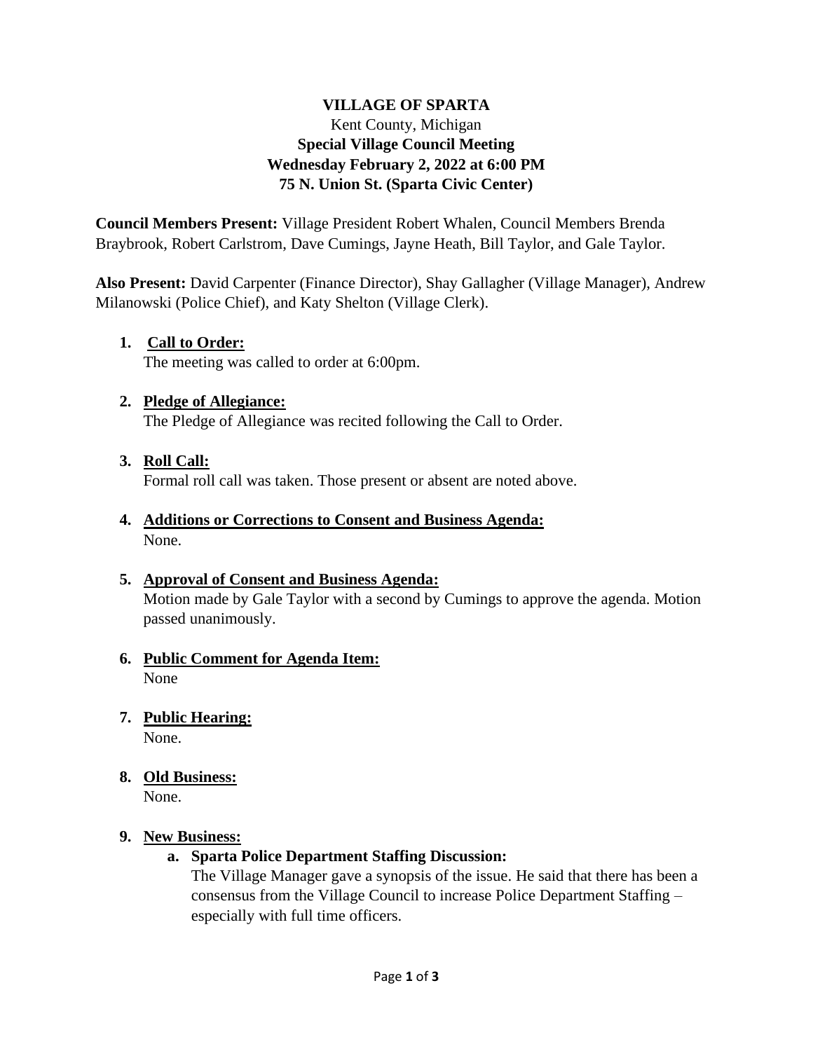# VILLAGE OF SPARTA

Kent County, Michigan

**Special Village Council Meeting**
**Wednesday February 2, 2022 at 6:00 PM**
**75 N. Union St. (Sparta Civic Center)**

**Council Members Present:** Village President Robert Whalen, Council Members Brenda Braybrook, Robert Carlstrom, Dave Cumings, Jayne Heath, Bill Taylor, and Gale Taylor.

**Also Present:** David Carpenter (Finance Director), Shay Gallagher (Village Manager), Andrew Milanowski (Police Chief), and Katy Shelton (Village Clerk).

1. **Call to Order:**
   The meeting was called to order at 6:00pm.

2. **Pledge of Allegiance:**
   The Pledge of Allegiance was recited following the Call to Order.

3. **Roll Call:**
   Formal roll call was taken. Those present or absent are noted above.

4. **Additions or Corrections to Consent and Business Agenda:**
   None.

5. **Approval of Consent and Business Agenda:**
   Motion made by Gale Taylor with a second by Cumings to approve the agenda. Motion passed unanimously.

6. **Public Comment for Agenda Item:**
   None

7. **Public Hearing:**
   None.

8. **Old Business:**
   None.

9. **New Business:**
   a. **Sparta Police Department Staffing Discussion:**
      The Village Manager gave a synopsis of the issue. He said that there has been a consensus from the Village Council to increase Police Department Staffing – especially with full time officers.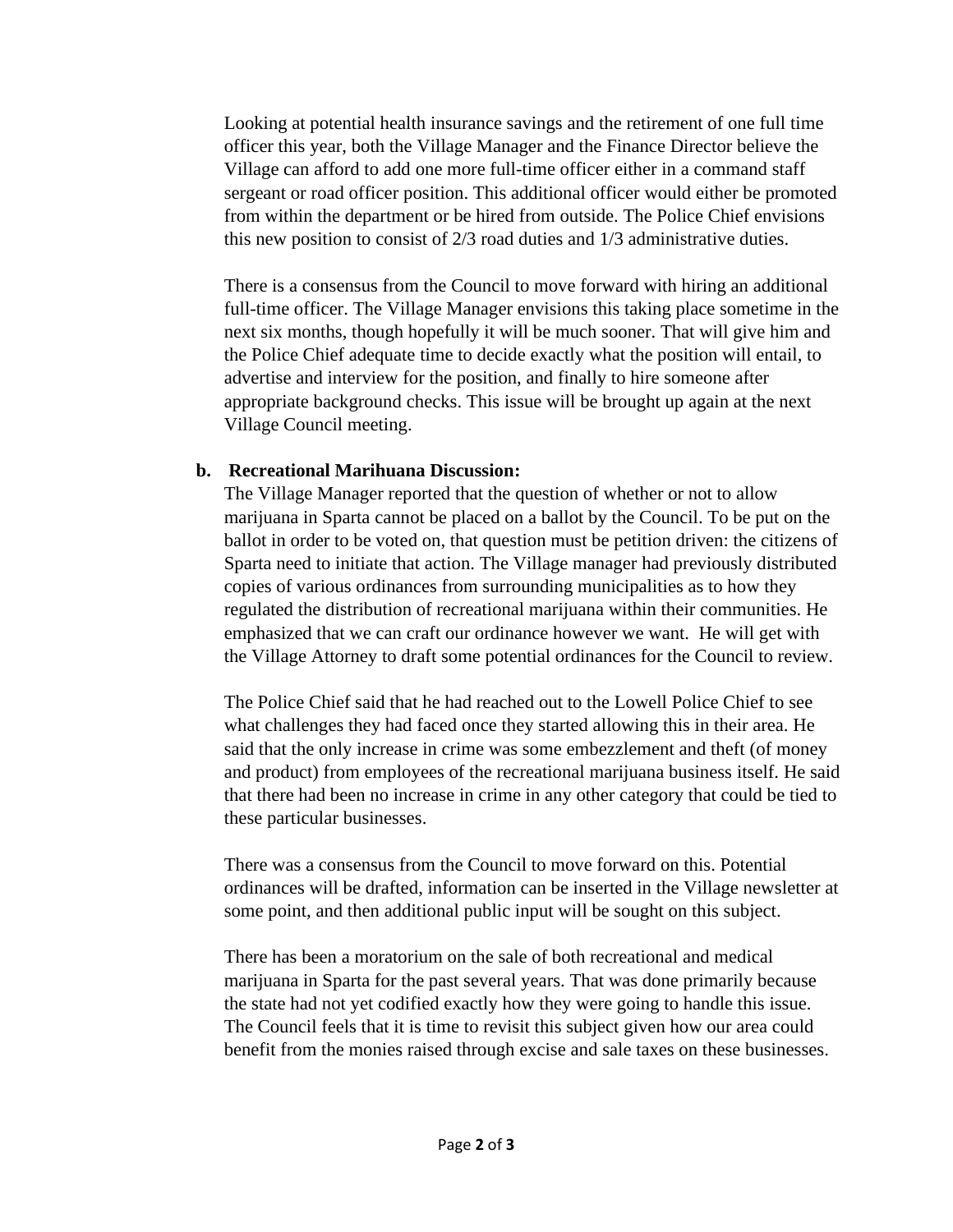Looking at potential health insurance savings and the retirement of one full time officer this year, both the Village Manager and the Finance Director believe the Village can afford to add one more full-time officer either in a command staff sergeant or road officer position. This additional officer would either be promoted from within the department or be hired from outside. The Police Chief envisions this new position to consist of 2/3 road duties and 1/3 administrative duties.

There is a consensus from the Council to move forward with hiring an additional full-time officer. The Village Manager envisions this taking place sometime in the next six months, though hopefully it will be much sooner. That will give him and the Police Chief adequate time to decide exactly what the position will entail, to advertise and interview for the position, and finally to hire someone after appropriate background checks. This issue will be brought up again at the next Village Council meeting.

**b. Recreational Marihuana Discussion:**

The Village Manager reported that the question of whether or not to allow marijuana in Sparta cannot be placed on a ballot by the Council. To be put on the ballot in order to be voted on, that question must be petition driven: the citizens of Sparta need to initiate that action. The Village manager had previously distributed copies of various ordinances from surrounding municipalities as to how they regulated the distribution of recreational marijuana within their communities. He emphasized that we can craft our ordinance however we want. He will get with the Village Attorney to draft some potential ordinances for the Council to review.

The Police Chief said that he had reached out to the Lowell Police Chief to see what challenges they had faced once they started allowing this in their area. He said that the only increase in crime was some embezzlement and theft (of money and product) from employees of the recreational marijuana business itself. He said that there had been no increase in crime in any other category that could be tied to these particular businesses.

There was a consensus from the Council to move forward on this. Potential ordinances will be drafted, information can be inserted in the Village newsletter at some point, and then additional public input will be sought on this subject.

There has been a moratorium on the sale of both recreational and medical marijuana in Sparta for the past several years. That was done primarily because the state had not yet codified exactly how they were going to handle this issue. The Council feels that it is time to revisit this subject given how our area could benefit from the monies raised through excise and sale taxes on these businesses.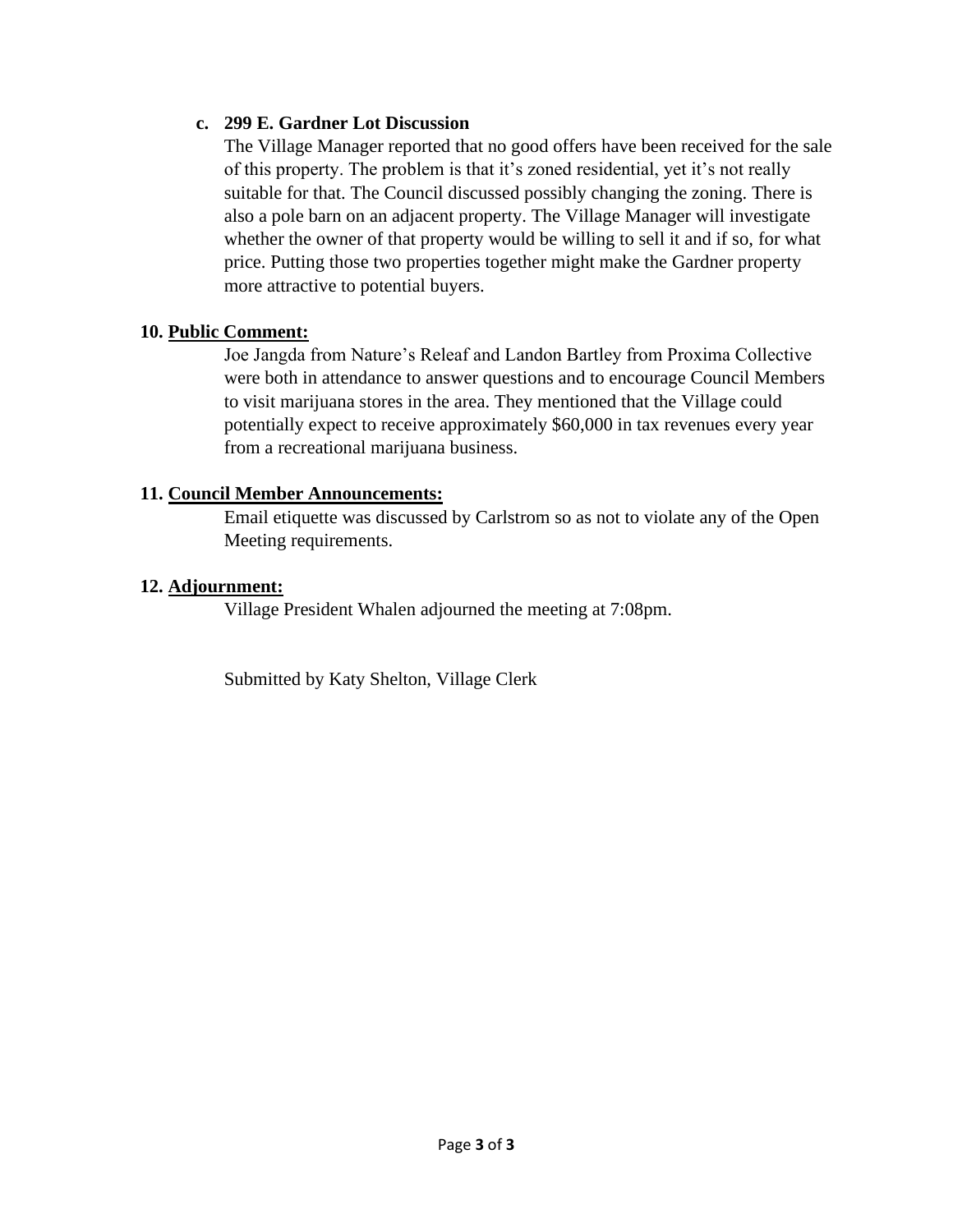**c. 299 E. Gardner Lot Discussion**

The Village Manager reported that no good offers have been received for the sale of this property. The problem is that it's zoned residential, yet it's not really suitable for that. The Council discussed possibly changing the zoning. There is also a pole barn on an adjacent property. The Village Manager will investigate whether the owner of that property would be willing to sell it and if so, for what price. Putting those two properties together might make the Gardner property more attractive to potential buyers.

**10. Public Comment:**

Joe Jangda from Nature's Releaf and Landon Bartley from Proxima Collective were both in attendance to answer questions and to encourage Council Members to visit marijuana stores in the area. They mentioned that the Village could potentially expect to receive approximately $60,000 in tax revenues every year from a recreational marijuana business.

**11. Council Member Announcements:**

Email etiquette was discussed by Carlstrom so as not to violate any of the Open Meeting requirements.

**12. Adjournment:**

Village President Whalen adjourned the meeting at 7:08pm.

Submitted by Katy Shelton, Village Clerk